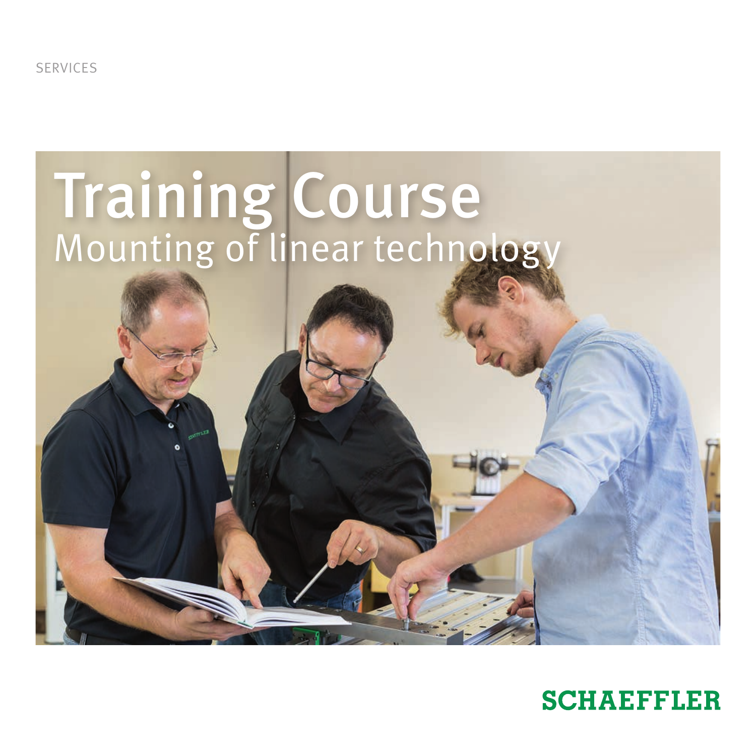SERVICES

# Training Course

## Mounting of linear technology

SCHAEFFLER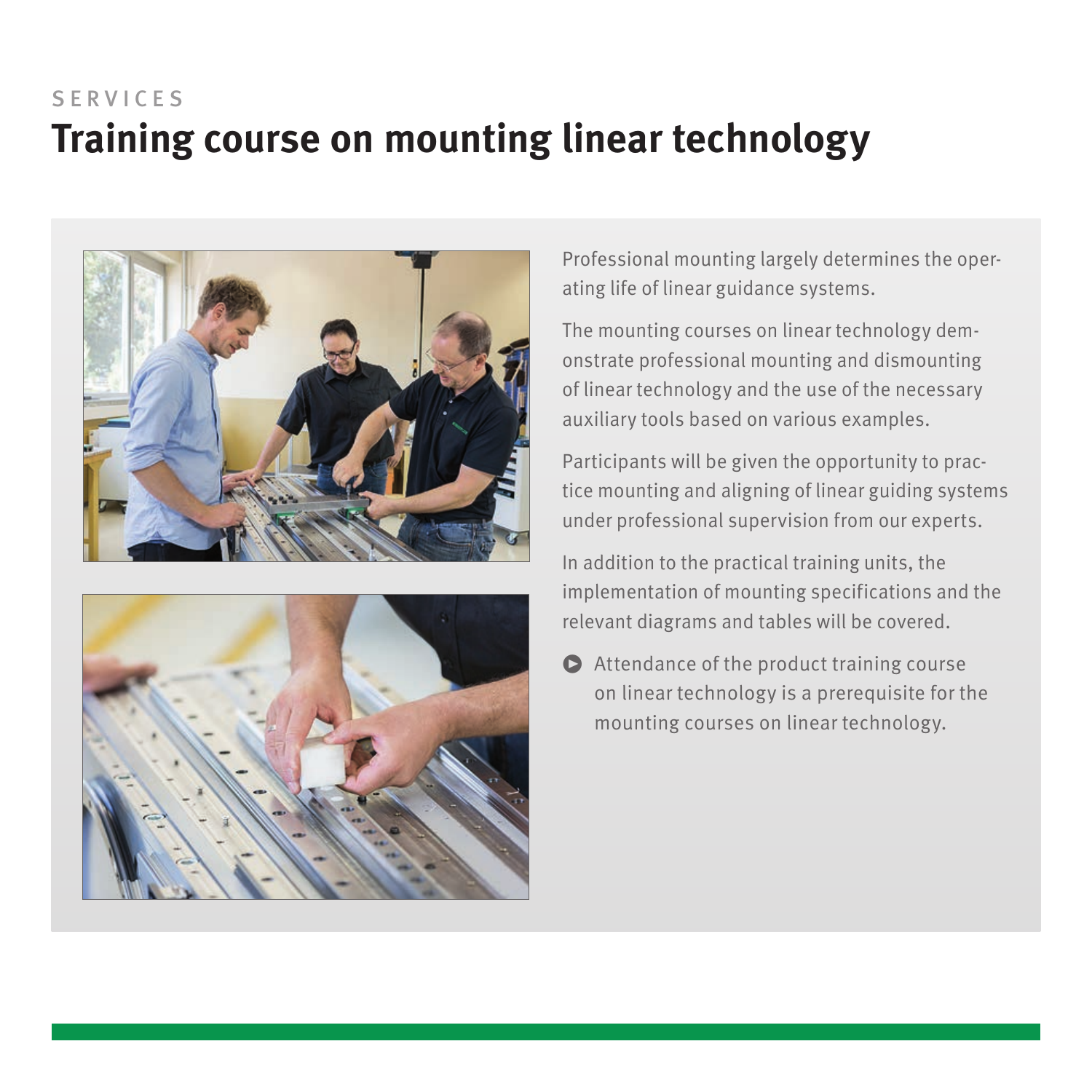SERVICES

# Training course on mounting linear technology

Professional mounting largely determines the operating life of linear guidance systems.

The mounting courses on linear technology demonstrate professional mounting and dismounting of linear technology and the use of the necessary auxiliary tools based on various examples.

Participants will be given the opportunity to practice mounting and aligning of linear guiding systems under professional supervision from our experts.

In addition to the practical training units, the implementation of mounting specifications and the relevant diagrams and tables will be covered.

- Attendance of the product training course on linear technology is a prerequisite for the mounting courses on linear technology.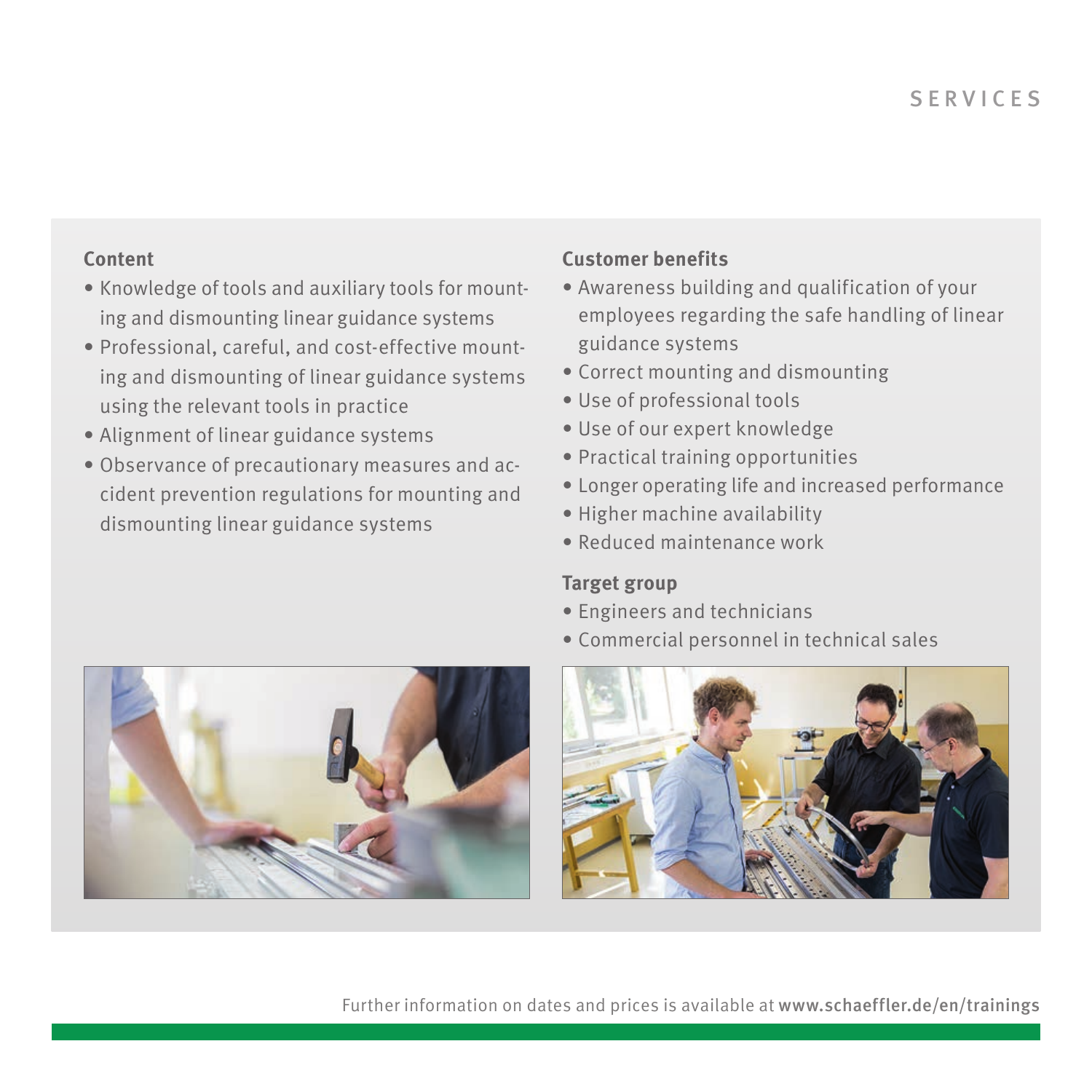## Content

- Knowledge of tools and auxiliary tools for mounting and dismounting linear guidance systems
- Professional, careful, and cost-effective mounting and dismounting of linear guidance systems using the relevant tools in practice
- Alignment of linear guidance systems
- Observance of precautionary measures and accident prevention regulations for mounting and dismounting linear guidance systems

## Customer benefits

- Awareness building and qualification of your employees regarding the safe handling of linear guidance systems
- Correct mounting and dismounting
- Use of professional tools
- Use of our expert knowledge
- Practical training opportunities
- Longer operating life and increased performance
- Higher machine availability
- Reduced maintenance work

## Target group

- Engineers and technicians
- Commercial personnel in technical sales

Further information on dates and prices is available at **www.schaeffler.de/en/trainings**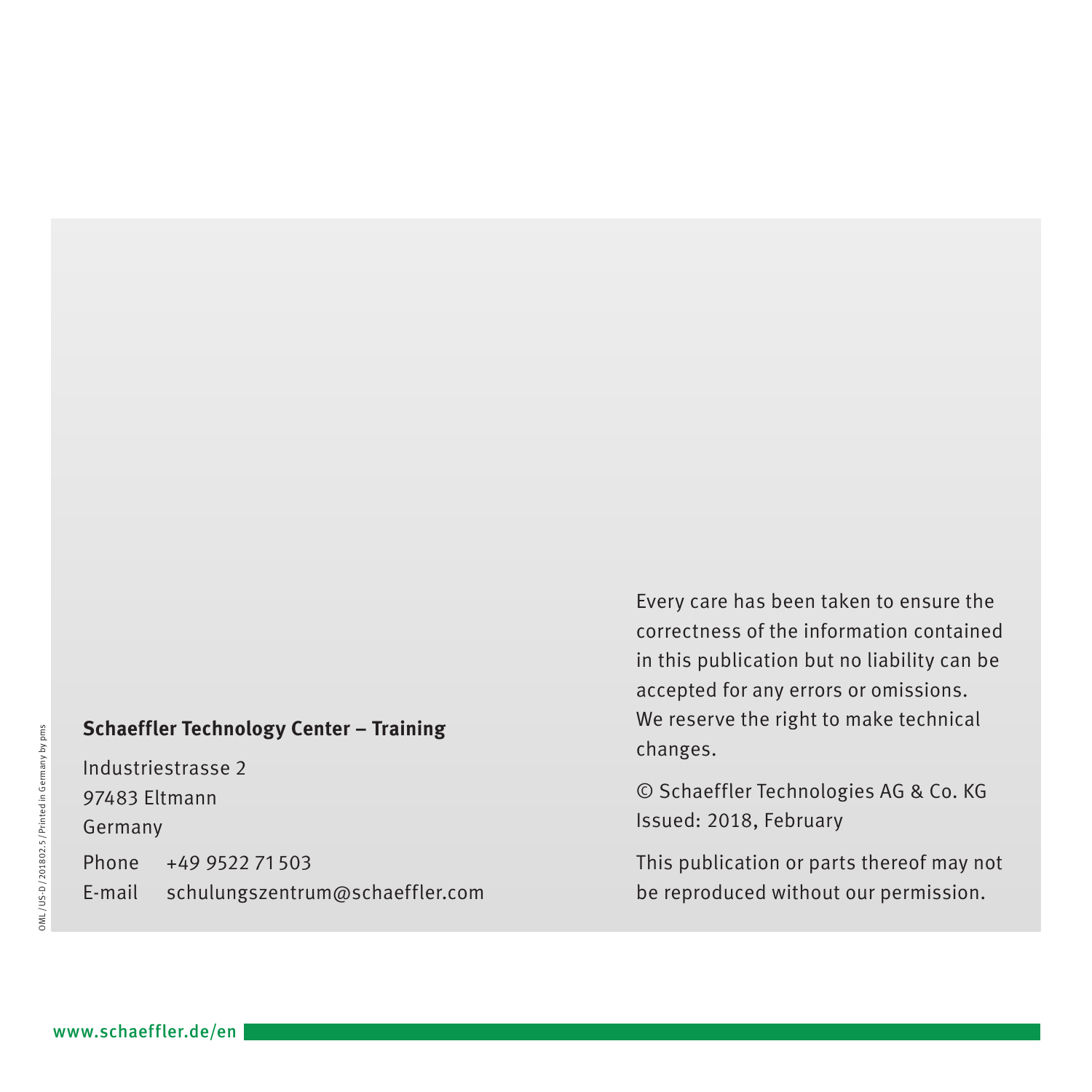**Schaeffler Technology Center – Training**

Industriestrasse 2
97483 Eltmann
Germany

Phone +49 9522 71 503
E-mail schulungszentrum@schaeffler.com

Every care has been taken to ensure the correctness of the information contained in this publication but no liability can be accepted for any errors or omissions. We reserve the right to make technical changes.

© Schaeffler Technologies AG & Co. KG
Issued: 2018, February

This publication or parts thereof may not be reproduced without our permission.

OML / US-D / 201802.5 / Printed in Germany by pms

www.schaeffler.de/en